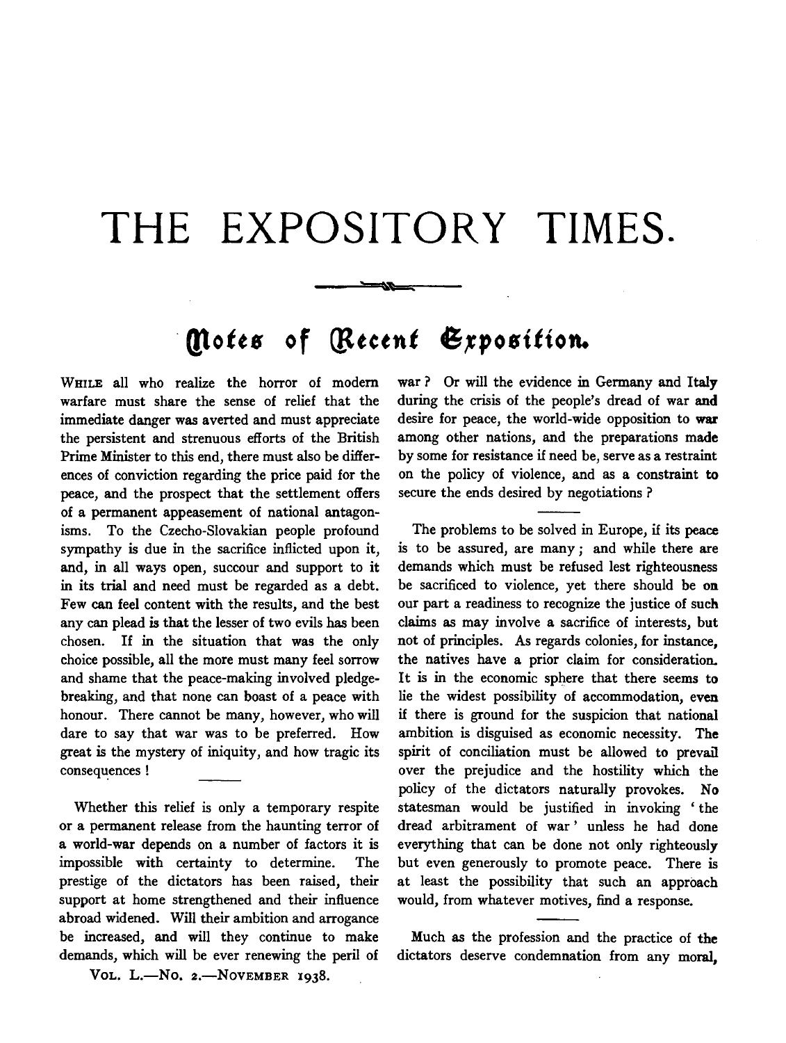# THE EXPOSITORY TIMES.

## Notes of Recent Exposition.

WHILE all who realize the horror of modern warfare must share the sense of relief that the immediate danger was averted and must appreciate the persistent and strenuous efforts of the British Prime Minister to this end, there must also be differences of conviction regarding the price paid for the peace, and the prospect that the settlement offers of a permanent appeasement of national antagonisms. To the Czecho-Slovakian people profound sympathy is due in the sacrifice inflicted upon it, and, in all ways open, succour and support to it in its trial and need must be regarded as a debt. Few can feel content with the results, and the best any can plead is that the lesser of two evils has been chosen. If in the situation that was the only choice possible, all the more must many feel sorrow and shame that the peace-making involved pledge-breaking, and that none can boast of a peace with honour. There cannot be many, however, who will dare to say that war was to be preferred. How great is the mystery of iniquity, and how tragic its consequences!

Whether this relief is only a temporary respite or a permanent release from the haunting terror of a world-war depends on a number of factors it is impossible with certainty to determine. The prestige of the dictators has been raised, their support at home strengthened and their influence abroad widened. Will their ambition and arrogance be increased, and will they continue to make demands, which will be ever renewing the peril of war? Or will the evidence in Germany and Italy during the crisis of the people's dread of war and desire for peace, the world-wide opposition to war among other nations, and the preparations made by some for resistance if need be, serve as a restraint on the policy of violence, and as a constraint to secure the ends desired by negotiations?

The problems to be solved in Europe, if its peace is to be assured, are many; and while there are demands which must be refused lest righteousness be sacrificed to violence, yet there should be on our part a readiness to recognize the justice of such claims as may involve a sacrifice of interests, but not of principles. As regards colonies, for instance, the natives have a prior claim for consideration. It is in the economic sphere that there seems to lie the widest possibility of accommodation, even if there is ground for the suspicion that national ambition is disguised as economic necessity. The spirit of conciliation must be allowed to prevail over the prejudice and the hostility which the policy of the dictators naturally provokes. No statesman would be justified in invoking 'the dread arbitrament of war' unless he had done everything that can be done not only righteously but even generously to promote peace. There is at least the possibility that such an approach would, from whatever motives, find a response.

Much as the profession and the practice of the dictators deserve condemnation from any moral,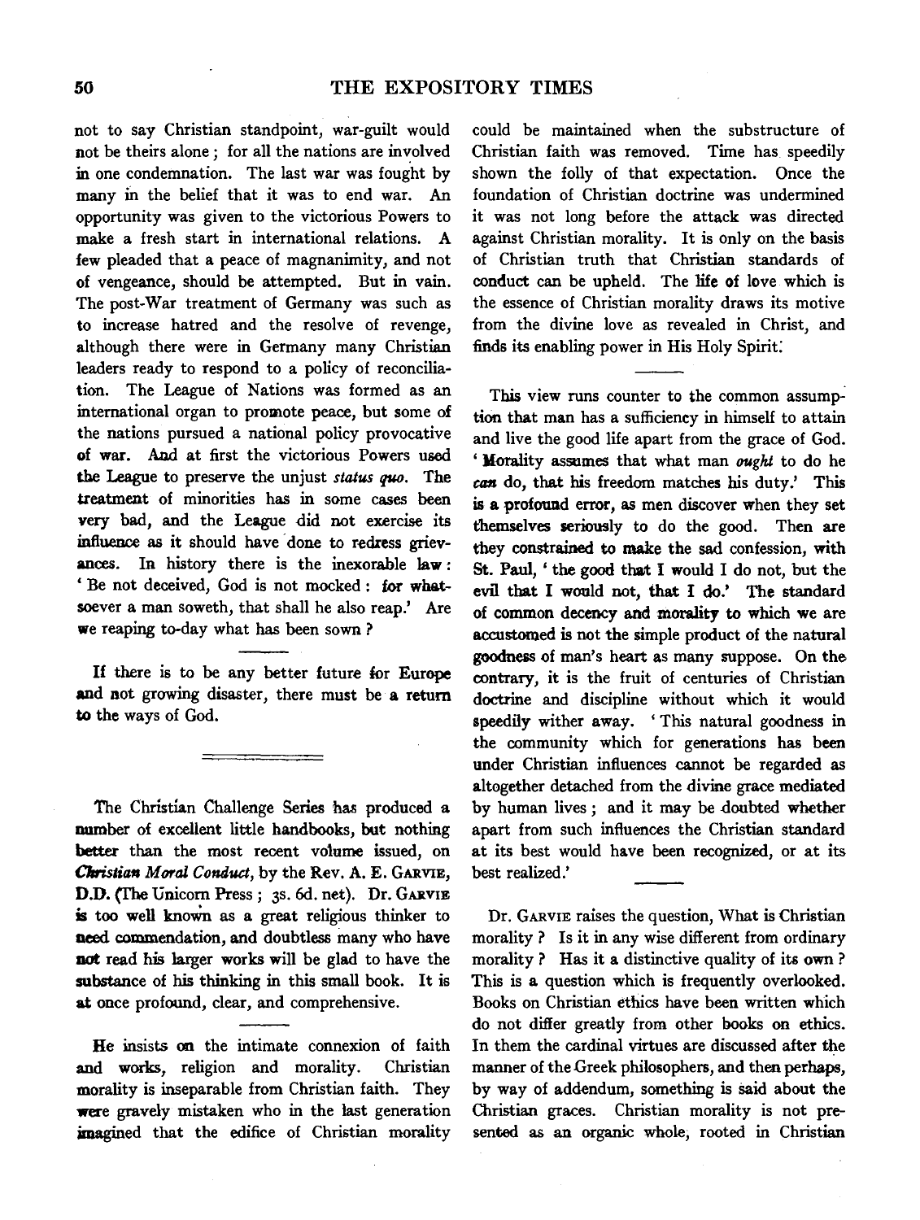not to say Christian standpoint, war-guilt would not be theirs alone; for all the nations are involved in one condemnation. The last war was fought by many in the belief that it was to end war. An opportunity was given to the victorious Powers to make a fresh start in international relations. A few pleaded that a peace of magnanimity, and not of vengeance, should be attempted. But in vain. The post-War treatment of Germany was such as to increase hatred and the resolve of revenge, although there were in Germany many Christian leaders ready to respond to a policy of reconciliation. The League of Nations was formed as an international organ to promote peace, but some of the nations pursued a national policy provocative of war. And at first the victorious Powers used the League to preserve the unjust *status quo*. The treatment of minorities has in some cases been very bad, and the League did not exercise its influence as it should have done to redress grievances. In history there is the inexorable law: 'Be not deceived, God is not mocked: for whatsoever a man soweth, that shall he also reap.' Are we reaping to-day what has been sown?

---

If there is to be any better future for Europe and not growing disaster, there must be a return to the ways of God.

---

The Christian Challenge Series has produced a number of excellent little handbooks, but nothing better than the most recent volume issued, on *Christian Moral Conduct*, by the Rev. A. E. Garvie, D.D. (The Unicorn Press; 3s. 6d. net). Dr. Garvie is too well known as a great religious thinker to need commendation, and doubtless many who have not read his larger works will be glad to have the substance of his thinking in this small book. It is at once profound, clear, and comprehensive.

---

He insists on the intimate connexion of faith and works, religion and morality. Christian morality is inseparable from Christian faith. They were gravely mistaken who in the last generation imagined that the edifice of Christian morality could be maintained when the substructure of Christian faith was removed. Time has speedily shown the folly of that expectation. Once the foundation of Christian doctrine was undermined it was not long before the attack was directed against Christian morality. It is only on the basis of Christian truth that Christian standards of conduct can be upheld. The life of love which is the essence of Christian morality draws its motive from the divine love as revealed in Christ, and finds its enabling power in His Holy Spirit.

---

This view runs counter to the common assumption that man has a sufficiency in himself to attain and live the good life apart from the grace of God. 'Morality assumes that what man *ought* to do he *can* do, that his freedom matches his duty.' This is a profound error, as men discover when they set themselves seriously to do the good. Then are they constrained to make the sad confession, with St. Paul, 'the good that I would I do not, but the evil that I would not, that I do.' The standard of common decency and morality to which we are accustomed is not the simple product of the natural goodness of man's heart as many suppose. On the contrary, it is the fruit of centuries of Christian doctrine and discipline without which it would speedily wither away. 'This natural goodness in the community which for generations has been under Christian influences cannot be regarded as altogether detached from the divine grace mediated by human lives; and it may be doubted whether apart from such influences the Christian standard at its best would have been recognized, or at its best realized.'

---

Dr. Garvie raises the question, What is Christian morality? Is it in any wise different from ordinary morality? Has it a distinctive quality of its own? This is a question which is frequently overlooked. Books on Christian ethics have been written which do not differ greatly from other books on ethics. In them the cardinal virtues are discussed after the manner of the Greek philosophers, and then perhaps, by way of addendum, something is said about the Christian graces. Christian morality is not presented as an organic whole, rooted in Christian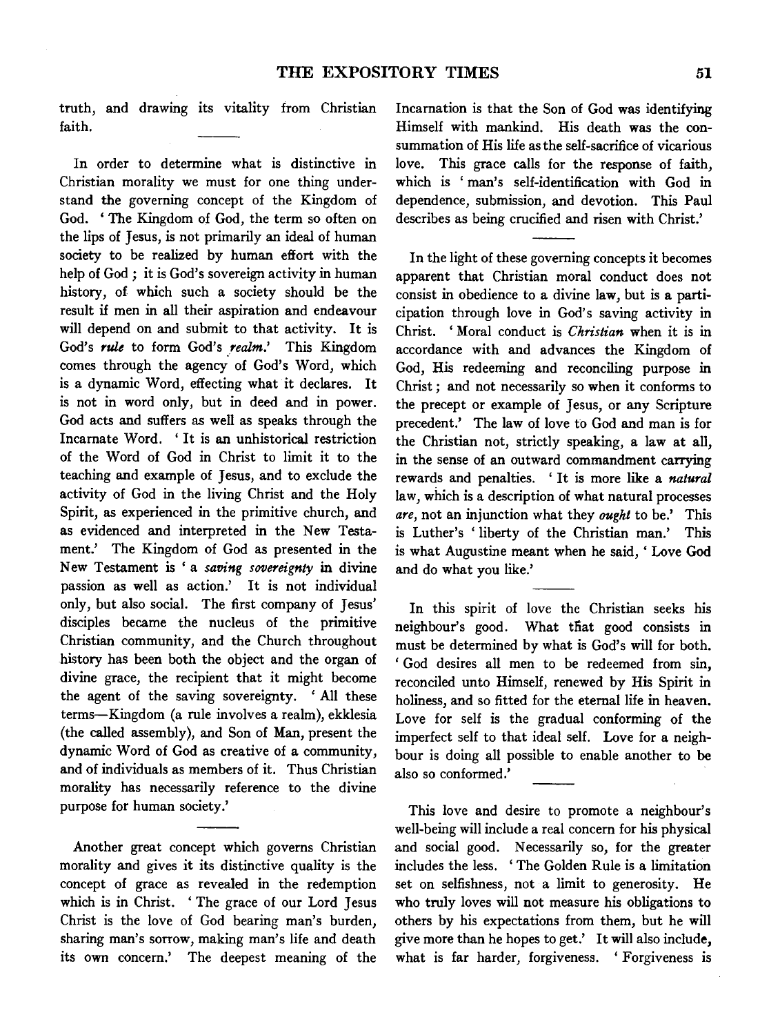truth, and drawing its vitality from Christian faith.

In order to determine what is distinctive in Christian morality we must for one thing understand the governing concept of the Kingdom of God. 'The Kingdom of God, the term so often on the lips of Jesus, is not primarily an ideal of human society to be realized by human effort with the help of God; it is God's sovereign activity in human history, of which such a society should be the result if men in all their aspiration and endeavour will depend on and submit to that activity. It is God's *rule* to form God's *realm*.' This Kingdom comes through the agency of God's Word, which is a dynamic Word, effecting what it declares. It is not in word only, but in deed and in power. God acts and suffers as well as speaks through the Incarnate Word. 'It is an unhistorical restriction of the Word of God in Christ to limit it to the teaching and example of Jesus, and to exclude the activity of God in the living Christ and the Holy Spirit, as experienced in the primitive church, and as evidenced and interpreted in the New Testament.' The Kingdom of God as presented in the New Testament is 'a *saving sovereignty* in divine passion as well as action.' It is not individual only, but also social. The first company of Jesus' disciples became the nucleus of the primitive Christian community, and the Church throughout history has been both the object and the organ of divine grace, the recipient that it might become the agent of the saving sovereignty. 'All these terms—Kingdom (a rule involves a realm), ekklesia (the called assembly), and Son of Man, present the dynamic Word of God as creative of a community, and of individuals as members of it. Thus Christian morality has necessarily reference to the divine purpose for human society.'

Another great concept which governs Christian morality and gives it its distinctive quality is the concept of grace as revealed in the redemption which is in Christ. 'The grace of our Lord Jesus Christ is the love of God bearing man's burden, sharing man's sorrow, making man's life and death its own concern.' The deepest meaning of the Incarnation is that the Son of God was identifying Himself with mankind. His death was the consummation of His life as the self-sacrifice of vicarious love. This grace calls for the response of faith, which is 'man's self-identification with God in dependence, submission, and devotion. This Paul describes as being crucified and risen with Christ.'

In the light of these governing concepts it becomes apparent that Christian moral conduct does not consist in obedience to a divine law, but is a participation through love in God's saving activity in Christ. 'Moral conduct is *Christian* when it is in accordance with and advances the Kingdom of God, His redeeming and reconciling purpose in Christ; and not necessarily so when it conforms to the precept or example of Jesus, or any Scripture precedent.' The law of love to God and man is for the Christian not, strictly speaking, a law at all, in the sense of an outward commandment carrying rewards and penalties. 'It is more like a *natural* law, which is a description of what natural processes *are*, not an injunction what they *ought* to be.' This is Luther's 'liberty of the Christian man.' This is what Augustine meant when he said, 'Love God and do what you like.'

In this spirit of love the Christian seeks his neighbour's good. What that good consists in must be determined by what is God's will for both. 'God desires all men to be redeemed from sin, reconciled unto Himself, renewed by His Spirit in holiness, and so fitted for the eternal life in heaven. Love for self is the gradual conforming of the imperfect self to that ideal self. Love for a neighbour is doing all possible to enable another to be also so conformed.'

This love and desire to promote a neighbour's well-being will include a real concern for his physical and social good. Necessarily so, for the greater includes the less. 'The Golden Rule is a limitation set on selfishness, not a limit to generosity. He who truly loves will not measure his obligations to others by his expectations from them, but he will give more than he hopes to get.' It will also include, what is far harder, forgiveness. 'Forgiveness is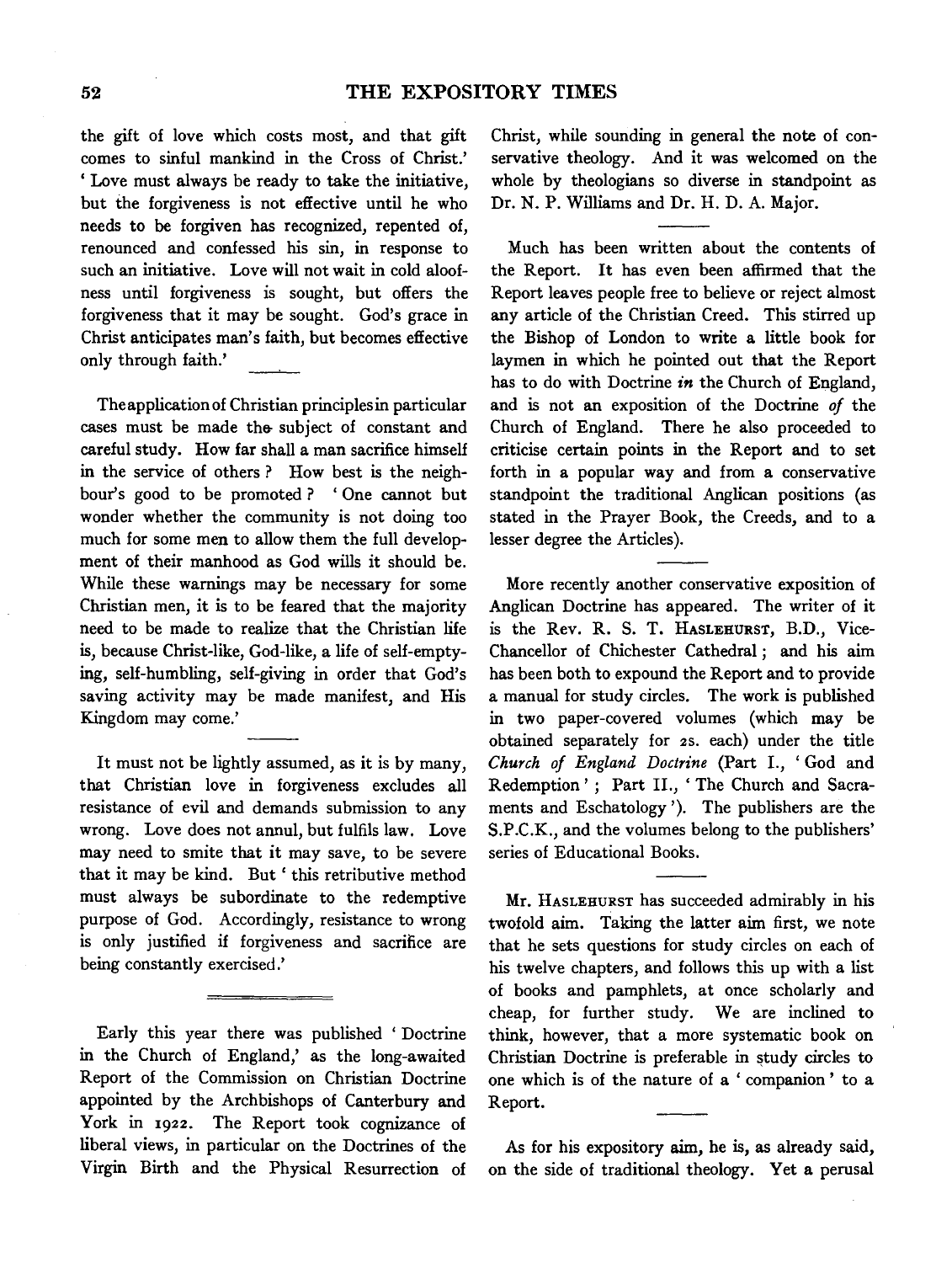the gift of love which costs most, and that gift comes to sinful mankind in the Cross of Christ.' 'Love must always be ready to take the initiative, but the forgiveness is not effective until he who needs to be forgiven has recognized, repented of, renounced and confessed his sin, in response to such an initiative. Love will not wait in cold aloofness until forgiveness is sought, but offers the forgiveness that it may be sought. God's grace in Christ anticipates man's faith, but becomes effective only through faith.'

The application of Christian principles in particular cases must be made the subject of constant and careful study. How far shall a man sacrifice himself in the service of others? How best is the neighbour's good to be promoted? 'One cannot but wonder whether the community is not doing too much for some men to allow them the full development of their manhood as God wills it should be. While these warnings may be necessary for some Christian men, it is to be feared that the majority need to be made to realize that the Christian life is, because Christ-like, God-like, a life of self-emptying, self-humbling, self-giving in order that God's saving activity may be made manifest, and His Kingdom may come.'

It must not be lightly assumed, as it is by many, that Christian love in forgiveness excludes all resistance of evil and demands submission to any wrong. Love does not annul, but fulfils law. Love may need to smite that it may save, to be severe that it may be kind. But 'this retributive method must always be subordinate to the redemptive purpose of God. Accordingly, resistance to wrong is only justified if forgiveness and sacrifice are being constantly exercised.'

---

Early this year there was published 'Doctrine in the Church of England,' as the long-awaited Report of the Commission on Christian Doctrine appointed by the Archbishops of Canterbury and York in 1922. The Report took cognizance of liberal views, in particular on the Doctrines of the Virgin Birth and the Physical Resurrection of Christ, while sounding in general the note of conservative theology. And it was welcomed on the whole by theologians so diverse in standpoint as Dr. N. P. Williams and Dr. H. D. A. Major.

Much has been written about the contents of the Report. It has even been affirmed that the Report leaves people free to believe or reject almost any article of the Christian Creed. This stirred up the Bishop of London to write a little book for laymen in which he pointed out that the Report has to do with Doctrine *in* the Church of England, and is not an exposition of the Doctrine *of* the Church of England. There he also proceeded to criticise certain points in the Report and to set forth in a popular way and from a conservative standpoint the traditional Anglican positions (as stated in the Prayer Book, the Creeds, and to a lesser degree the Articles).

More recently another conservative exposition of Anglican Doctrine has appeared. The writer of it is the Rev. R. S. T. HASLEHURST, B.D., Vice-Chancellor of Chichester Cathedral; and his aim has been both to expound the Report and to provide a manual for study circles. The work is published in two paper-covered volumes (which may be obtained separately for 2s. each) under the title *Church of England Doctrine* (Part I., 'God and Redemption'; Part II., 'The Church and Sacraments and Eschatology'). The publishers are the S.P.C.K., and the volumes belong to the publishers' series of Educational Books.

Mr. HASLEHURST has succeeded admirably in his twofold aim. Taking the latter aim first, we note that he sets questions for study circles on each of his twelve chapters, and follows this up with a list of books and pamphlets, at once scholarly and cheap, for further study. We are inclined to think, however, that a more systematic book on Christian Doctrine is preferable in study circles to one which is of the nature of a 'companion' to a Report.

As for his expository aim, he is, as already said, on the side of traditional theology. Yet a perusal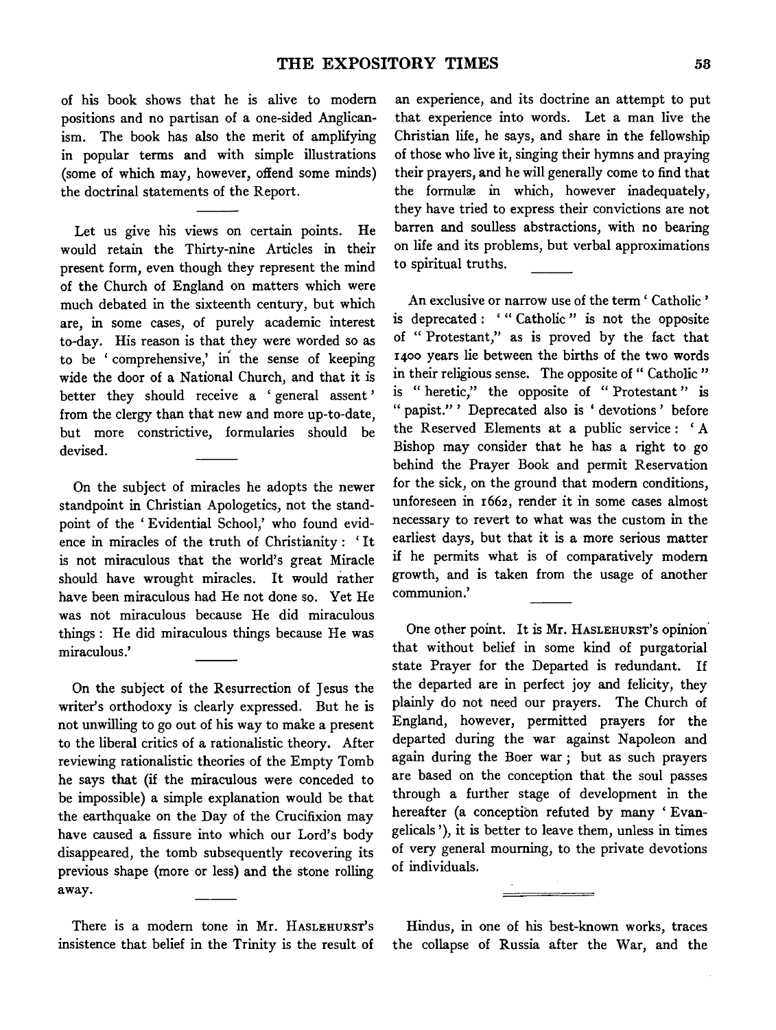of his book shows that he is alive to modern positions and no partisan of a one-sided Anglicanism. The book has also the merit of amplifying in popular terms and with simple illustrations (some of which may, however, offend some minds) the doctrinal statements of the Report.

Let us give his views on certain points. He would retain the Thirty-nine Articles in their present form, even though they represent the mind of the Church of England on matters which were much debated in the sixteenth century, but which are, in some cases, of purely academic interest to-day. His reason is that they were worded so as to be 'comprehensive,' in the sense of keeping wide the door of a National Church, and that it is better they should receive a 'general assent' from the clergy than that new and more up-to-date, but more constrictive, formularies should be devised.

On the subject of miracles he adopts the newer standpoint in Christian Apologetics, not the standpoint of the 'Evidential School,' who found evidence in miracles of the truth of Christianity: 'It is not miraculous that the world's great Miracle should have wrought miracles. It would rather have been miraculous had He not done so. Yet He was not miraculous because He did miraculous things: He did miraculous things because He was miraculous.'

On the subject of the Resurrection of Jesus the writer's orthodoxy is clearly expressed. But he is not unwilling to go out of his way to make a present to the liberal critics of a rationalistic theory. After reviewing rationalistic theories of the Empty Tomb he says that (if the miraculous were conceded to be impossible) a simple explanation would be that the earthquake on the Day of the Crucifixion may have caused a fissure into which our Lord's body disappeared, the tomb subsequently recovering its previous shape (more or less) and the stone rolling away.

There is a modern tone in Mr. HASLEHURST's insistence that belief in the Trinity is the result of an experience, and its doctrine an attempt to put that experience into words. Let a man live the Christian life, he says, and share in the fellowship of those who live it, singing their hymns and praying their prayers, and he will generally come to find that the formulæ in which, however inadequately, they have tried to express their convictions are not barren and soulless abstractions, with no bearing on life and its problems, but verbal approximations to spiritual truths.

An exclusive or narrow use of the term 'Catholic' is deprecated: '"Catholic" is not the opposite of "Protestant," as is proved by the fact that 1400 years lie between the births of the two words in their religious sense. The opposite of "Catholic" is "heretic," the opposite of "Protestant" is "papist."' Deprecated also is 'devotions' before the Reserved Elements at a public service: 'A Bishop may consider that he has a right to go behind the Prayer Book and permit Reservation for the sick, on the ground that modern conditions, unforeseen in 1662, render it in some cases almost necessary to revert to what was the custom in the earliest days, but that it is a more serious matter if he permits what is of comparatively modern growth, and is taken from the usage of another communion.'

One other point. It is Mr. HASLEHURST's opinion that without belief in some kind of purgatorial state Prayer for the Departed is redundant. If the departed are in perfect joy and felicity, they plainly do not need our prayers. The Church of England, however, permitted prayers for the departed during the war against Napoleon and again during the Boer war; but as such prayers are based on the conception that the soul passes through a further stage of development in the hereafter (a conception refuted by many 'Evangelicals'), it is better to leave them, unless in times of very general mourning, to the private devotions of individuals.

---

Hindus, in one of his best-known works, traces the collapse of Russia after the War, and the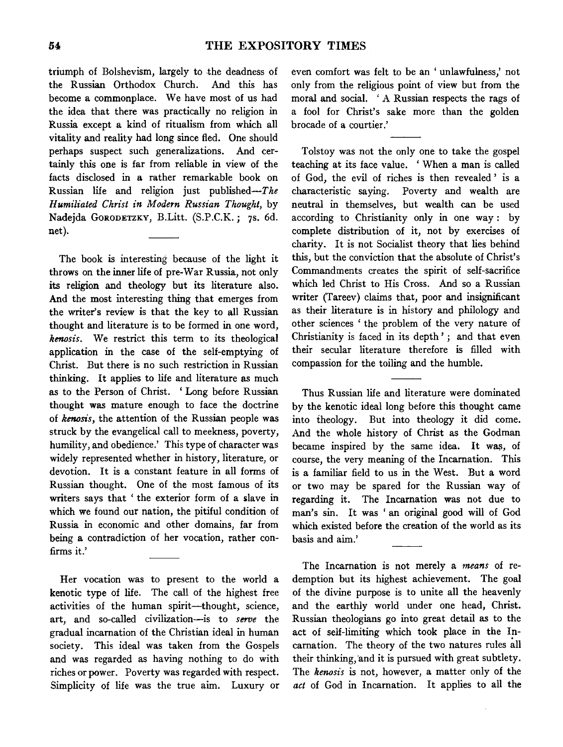triumph of Bolshevism, largely to the deadness of the Russian Orthodox Church. And this has become a commonplace. We have most of us had the idea that there was practically no religion in Russia except a kind of ritualism from which all vitality and reality had long since fled. One should perhaps suspect such generalizations. And certainly this one is far from reliable in view of the facts disclosed in a rather remarkable book on Russian life and religion just published—*The Humiliated Christ in Modern Russian Thought*, by Nadejda GORODETZKY, B.Litt. (S.P.C.K.; 7s. 6d. net).

The book is interesting because of the light it throws on the inner life of pre-War Russia, not only its religion and theology but its literature also. And the most interesting thing that emerges from the writer's review is that the key to all Russian thought and literature is to be formed in one word, *kenosis*. We restrict this term to its theological application in the case of the self-emptying of Christ. But there is no such restriction in Russian thinking. It applies to life and literature as much as to the Person of Christ. 'Long before Russian thought was mature enough to face the doctrine of *kenosis*, the attention of the Russian people was struck by the evangelical call to meekness, poverty, humility, and obedience.' This type of character was widely represented whether in history, literature, or devotion. It is a constant feature in all forms of Russian thought. One of the most famous of its writers says that 'the exterior form of a slave in which we found our nation, the pitiful condition of Russia in economic and other domains, far from being a contradiction of her vocation, rather confirms it.'

Her vocation was to present to the world a kenotic type of life. The call of the highest free activities of the human spirit—thought, science, art, and so-called civilization—is to *serve* the gradual incarnation of the Christian ideal in human society. This ideal was taken from the Gospels and was regarded as having nothing to do with riches or power. Poverty was regarded with respect. Simplicity of life was the true aim. Luxury or even comfort was felt to be an 'unlawfulness,' not only from the religious point of view but from the moral and social. 'A Russian respects the rags of a fool for Christ's sake more than the golden brocade of a courtier.'

Tolstoy was not the only one to take the gospel teaching at its face value. 'When a man is called of God, the evil of riches is then revealed' is a characteristic saying. Poverty and wealth are neutral in themselves, but wealth can be used according to Christianity only in one way: by complete distribution of it, not by exercises of charity. It is not Socialist theory that lies behind this, but the conviction that the absolute of Christ's Commandments creates the spirit of self-sacrifice which led Christ to His Cross. And so a Russian writer (Tareev) claims that, poor and insignificant as their literature is in history and philology and other sciences 'the problem of the very nature of Christianity is faced in its depth'; and that even their secular literature therefore is filled with compassion for the toiling and the humble.

Thus Russian life and literature were dominated by the kenotic ideal long before this thought came into theology. But into theology it did come. And the whole history of Christ as the Godman became inspired by the same idea. It was, of course, the very meaning of the Incarnation. This is a familiar field to us in the West. But a word or two may be spared for the Russian way of regarding it. The Incarnation was not due to man's sin. It was 'an original good will of God which existed before the creation of the world as its basis and aim.'

The Incarnation is not merely a *means* of redemption but its highest achievement. The goal of the divine purpose is to unite all the heavenly and the earthly world under one head, Christ. Russian theologians go into great detail as to the act of self-limiting which took place in the Incarnation. The theory of the two natures rules all their thinking, and it is pursued with great subtlety. The *kenosis* is not, however, a matter only of the *act* of God in Incarnation. It applies to all the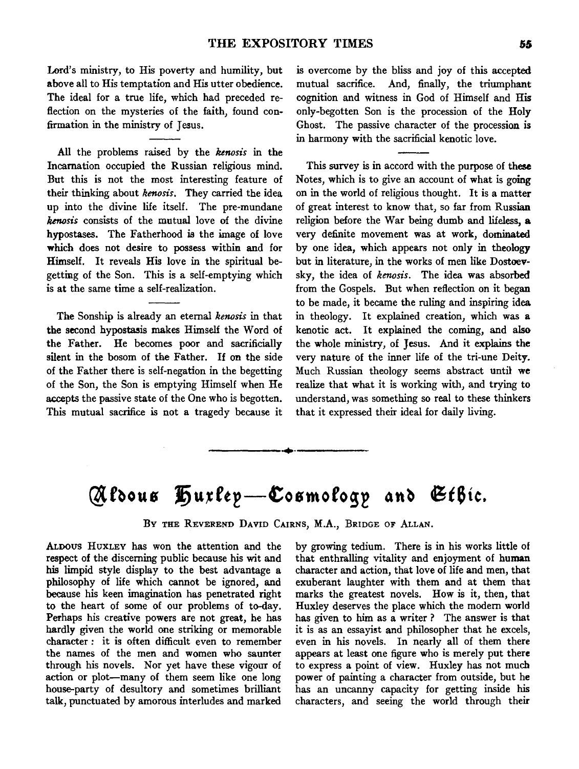Lord's ministry, to His poverty and humility, but above all to His temptation and His utter obedience. The ideal for a true life, which had preceded reflection on the mysteries of the faith, found confirmation in the ministry of Jesus.

All the problems raised by the *kenosis* in the Incarnation occupied the Russian religious mind. But this is not the most interesting feature of their thinking about *kenosis*. They carried the idea up into the divine life itself. The pre-mundane *kenosis* consists of the mutual love of the divine hypostases. The Fatherhood is the image of love which does not desire to possess within and for Himself. It reveals His love in the spiritual begetting of the Son. This is a self-emptying which is at the same time a self-realization.

The Sonship is already an eternal *kenosis* in that the second hypostasis makes Himself the Word of the Father. He becomes poor and sacrificially silent in the bosom of the Father. If on the side of the Father there is self-negation in the begetting of the Son, the Son is emptying Himself when He accepts the passive state of the One who is begotten. This mutual sacrifice is not a tragedy because it is overcome by the bliss and joy of this accepted mutual sacrifice. And, finally, the triumphant cognition and witness in God of Himself and His only-begotten Son is the procession of the Holy Ghost. The passive character of the procession is in harmony with the sacrificial kenotic love.

This survey is in accord with the purpose of these Notes, which is to give an account of what is going on in the world of religious thought. It is a matter of great interest to know that, so far from Russian religion before the War being dumb and lifeless, a very definite movement was at work, dominated by one idea, which appears not only in theology but in literature, in the works of men like Dostoevsky, the idea of *kenosis*. The idea was absorbed from the Gospels. But when reflection on it began to be made, it became the ruling and inspiring idea in theology. It explained creation, which was a kenotic act. It explained the coming, and also the whole ministry, of Jesus. And it explains the very nature of the inner life of the tri-une Deity. Much Russian theology seems abstract until we realize that what it is working with, and trying to understand, was something so real to these thinkers that it expressed their ideal for daily living.

# Aldous Huxley—Cosmology and Ethic.

By the Reverend David Cairns, M.A., Bridge of Allan.

Aldous Huxley has won the attention and the respect of the discerning public because his wit and his limpid style display to the best advantage a philosophy of life which cannot be ignored, and because his keen imagination has penetrated right to the heart of some of our problems of to-day. Perhaps his creative powers are not great, he has hardly given the world one striking or memorable character: it is often difficult even to remember the names of the men and women who saunter through his novels. Nor yet have these vigour of action or plot—many of them seem like one long house-party of desultory and sometimes brilliant talk, punctuated by amorous interludes and marked by growing tedium. There is in his works little of that enthralling vitality and enjoyment of human character and action, that love of life and men, that exuberant laughter with them and at them that marks the greatest novels. How is it, then, that Huxley deserves the place which the modern world has given to him as a writer? The answer is that it is as an essayist and philosopher that he excels, even in his novels. In nearly all of them there appears at least one figure who is merely put there to express a point of view. Huxley has not much power of painting a character from outside, but he has an uncanny capacity for getting inside his characters, and seeing the world through their